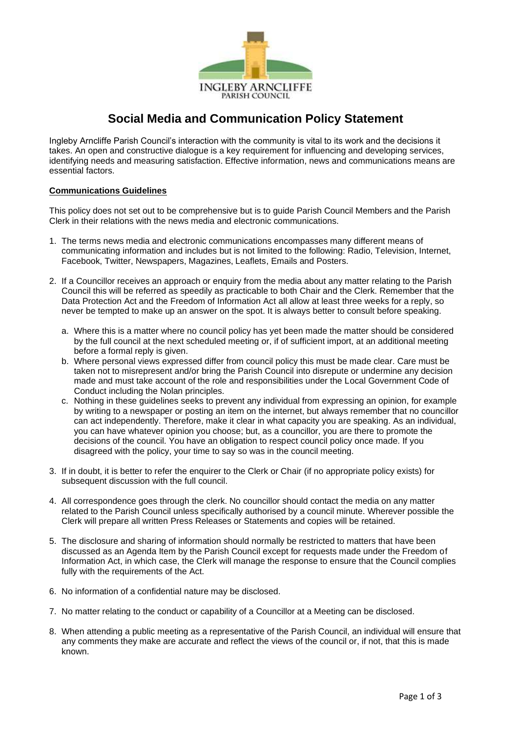# Social Media and Communication Policy Statement

Ingleby Arncliffe Parish Council's interaction with the community is vital to its work and the decisions it takes. An open and constructive dialogue is a key requirement for influencing and developing services, identifying needs and measuring satisfaction. Effective information, news and communications means are essential factors.

## Communications Guidelines

This policy does not set out to be comprehensive but is to guide Parish Council Members and the Parish Clerk in their relations with the news media and electronic communications.

1. The terms news media and electronic communications encompasses many different means of communicating information and includes but is not limited to the following: Radio, Television, Internet, Facebook, Twitter, Newspapers, Magazines, Leaflets, Emails and Posters.

2. If a Councillor receives an approach or enquiry from the media about any matter relating to the Parish Council this will be referred as speedily as practicable to both Chair and the Clerk. Remember that the Data Protection Act and the Freedom of Information Act all allow at least three weeks for a reply, so never be tempted to make up an answer on the spot. It is always better to consult before speaking.

   a. Where this is a matter where no council policy has yet been made the matter should be considered by the full council at the next scheduled meeting or, if of sufficient import, at an additional meeting before a formal reply is given.

   b. Where personal views expressed differ from council policy this must be made clear. Care must be taken not to misrepresent and/or bring the Parish Council into disrepute or undermine any decision made and must take account of the role and responsibilities under the Local Government Code of Conduct including the Nolan principles.

   c. Nothing in these guidelines seeks to prevent any individual from expressing an opinion, for example by writing to a newspaper or posting an item on the internet, but always remember that no councillor can act independently. Therefore, make it clear in what capacity you are speaking. As an individual, you can have whatever opinion you choose; but, as a councillor, you are there to promote the decisions of the council. You have an obligation to respect council policy once made. If you disagreed with the policy, your time to say so was in the council meeting.

3. If in doubt, it is better to refer the enquirer to the Clerk or Chair (if no appropriate policy exists) for subsequent discussion with the full council.

4. All correspondence goes through the clerk. No councillor should contact the media on any matter related to the Parish Council unless specifically authorised by a council minute. Wherever possible the Clerk will prepare all written Press Releases or Statements and copies will be retained.

5. The disclosure and sharing of information should normally be restricted to matters that have been discussed as an Agenda Item by the Parish Council except for requests made under the Freedom of Information Act, in which case, the Clerk will manage the response to ensure that the Council complies fully with the requirements of the Act.

6. No information of a confidential nature may be disclosed.

7. No matter relating to the conduct or capability of a Councillor at a Meeting can be disclosed.

8. When attending a public meeting as a representative of the Parish Council, an individual will ensure that any comments they make are accurate and reflect the views of the council or, if not, that this is made known.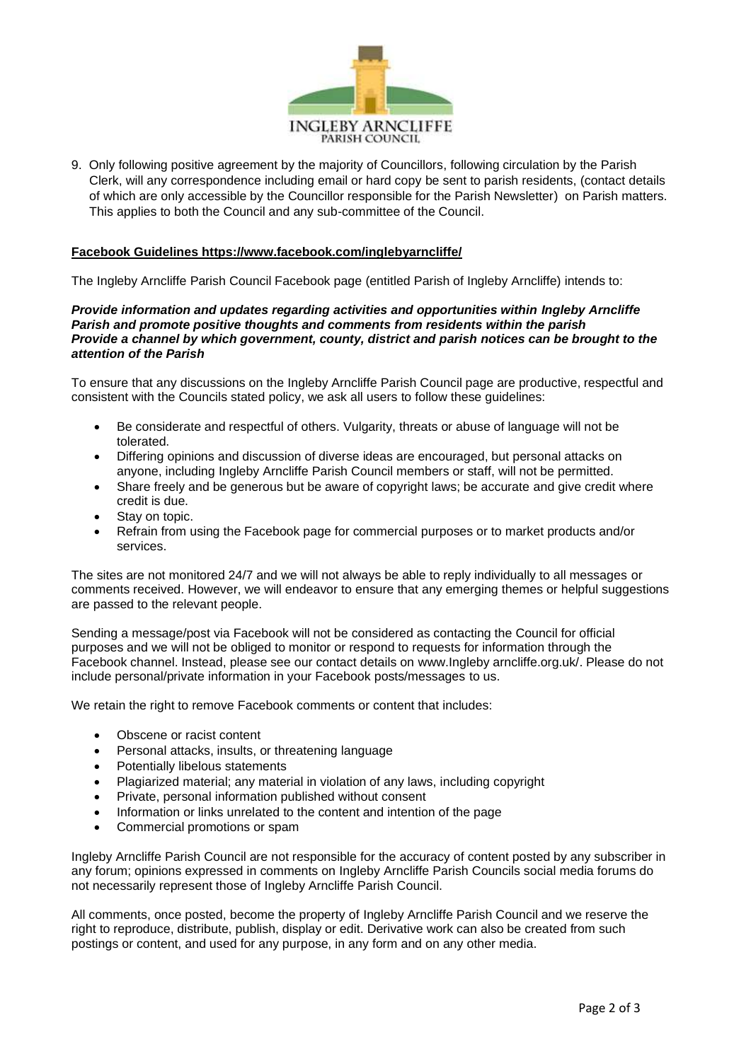9. Only following positive agreement by the majority of Councillors, following circulation by the Parish Clerk, will any correspondence including email or hard copy be sent to parish residents, (contact details of which are only accessible by the Councillor responsible for the Parish Newsletter) on Parish matters. This applies to both the Council and any sub-committee of the Council.

## Facebook Guidelines https://www.facebook.com/inglebyarncliffe/

The Ingleby Arncliffe Parish Council Facebook page (entitled Parish of Ingleby Arncliffe) intends to:

***Provide information and updates regarding activities and opportunities within Ingleby Arncliffe Parish and promote positive thoughts and comments from residents within the parish***
***Provide a channel by which government, county, district and parish notices can be brought to the attention of the Parish***

To ensure that any discussions on the Ingleby Arncliffe Parish Council page are productive, respectful and consistent with the Councils stated policy, we ask all users to follow these guidelines:

- Be considerate and respectful of others. Vulgarity, threats or abuse of language will not be tolerated.
- Differing opinions and discussion of diverse ideas are encouraged, but personal attacks on anyone, including Ingleby Arncliffe Parish Council members or staff, will not be permitted.
- Share freely and be generous but be aware of copyright laws; be accurate and give credit where credit is due.
- Stay on topic.
- Refrain from using the Facebook page for commercial purposes or to market products and/or services.

The sites are not monitored 24/7 and we will not always be able to reply individually to all messages or comments received. However, we will endeavor to ensure that any emerging themes or helpful suggestions are passed to the relevant people.

Sending a message/post via Facebook will not be considered as contacting the Council for official purposes and we will not be obliged to monitor or respond to requests for information through the Facebook channel. Instead, please see our contact details on www.Ingleby arncliffe.org.uk/. Please do not include personal/private information in your Facebook posts/messages to us.

We retain the right to remove Facebook comments or content that includes:

- Obscene or racist content
- Personal attacks, insults, or threatening language
- Potentially libelous statements
- Plagiarized material; any material in violation of any laws, including copyright
- Private, personal information published without consent
- Information or links unrelated to the content and intention of the page
- Commercial promotions or spam

Ingleby Arncliffe Parish Council are not responsible for the accuracy of content posted by any subscriber in any forum; opinions expressed in comments on Ingleby Arncliffe Parish Councils social media forums do not necessarily represent those of Ingleby Arncliffe Parish Council.

All comments, once posted, become the property of Ingleby Arncliffe Parish Council and we reserve the right to reproduce, distribute, publish, display or edit. Derivative work can also be created from such postings or content, and used for any purpose, in any form and on any other media.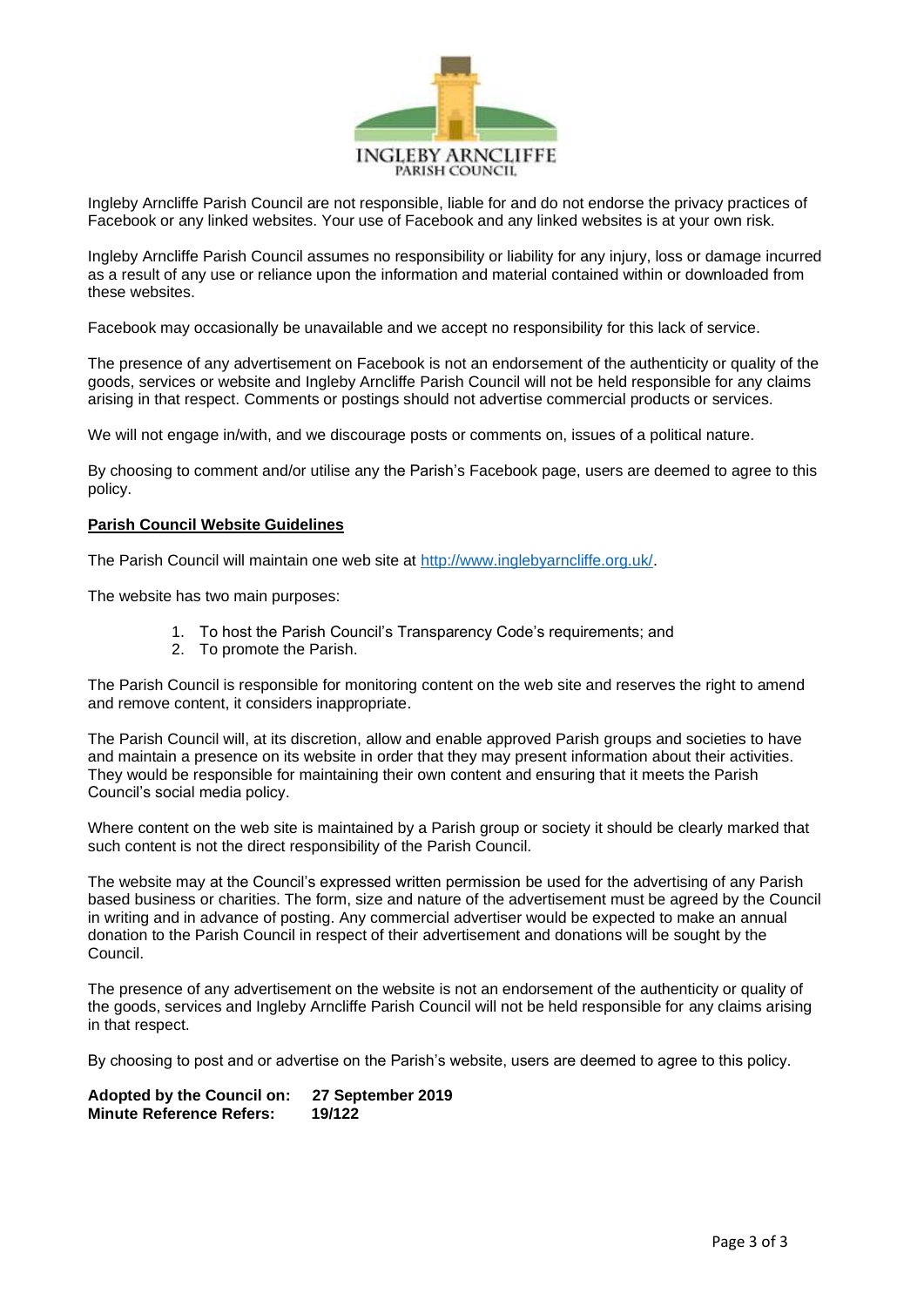INGLEBY ARNCLIFFE
PARISH COUNCIL

Ingleby Arncliffe Parish Council are not responsible, liable for and do not endorse the privacy practices of Facebook or any linked websites. Your use of Facebook and any linked websites is at your own risk.

Ingleby Arncliffe Parish Council assumes no responsibility or liability for any injury, loss or damage incurred as a result of any use or reliance upon the information and material contained within or downloaded from these websites.

Facebook may occasionally be unavailable and we accept no responsibility for this lack of service.

The presence of any advertisement on Facebook is not an endorsement of the authenticity or quality of the goods, services or website and Ingleby Arncliffe Parish Council will not be held responsible for any claims arising in that respect. Comments or postings should not advertise commercial products or services.

We will not engage in/with, and we discourage posts or comments on, issues of a political nature.

By choosing to comment and/or utilise any the Parish's Facebook page, users are deemed to agree to this policy.

**Parish Council Website Guidelines**

The Parish Council will maintain one web site at http://www.inglebyarncliffe.org.uk/.

The website has two main purposes:

1. To host the Parish Council's Transparency Code's requirements; and
2. To promote the Parish.

The Parish Council is responsible for monitoring content on the web site and reserves the right to amend and remove content, it considers inappropriate.

The Parish Council will, at its discretion, allow and enable approved Parish groups and societies to have and maintain a presence on its website in order that they may present information about their activities. They would be responsible for maintaining their own content and ensuring that it meets the Parish Council's social media policy.

Where content on the web site is maintained by a Parish group or society it should be clearly marked that such content is not the direct responsibility of the Parish Council.

The website may at the Council's expressed written permission be used for the advertising of any Parish based business or charities. The form, size and nature of the advertisement must be agreed by the Council in writing and in advance of posting. Any commercial advertiser would be expected to make an annual donation to the Parish Council in respect of their advertisement and donations will be sought by the Council.

The presence of any advertisement on the website is not an endorsement of the authenticity or quality of the goods, services and Ingleby Arncliffe Parish Council will not be held responsible for any claims arising in that respect.

By choosing to post and or advertise on the Parish's website, users are deemed to agree to this policy.

**Adopted by the Council on:** **27 September 2019**
**Minute Reference Refers:** **19/122**